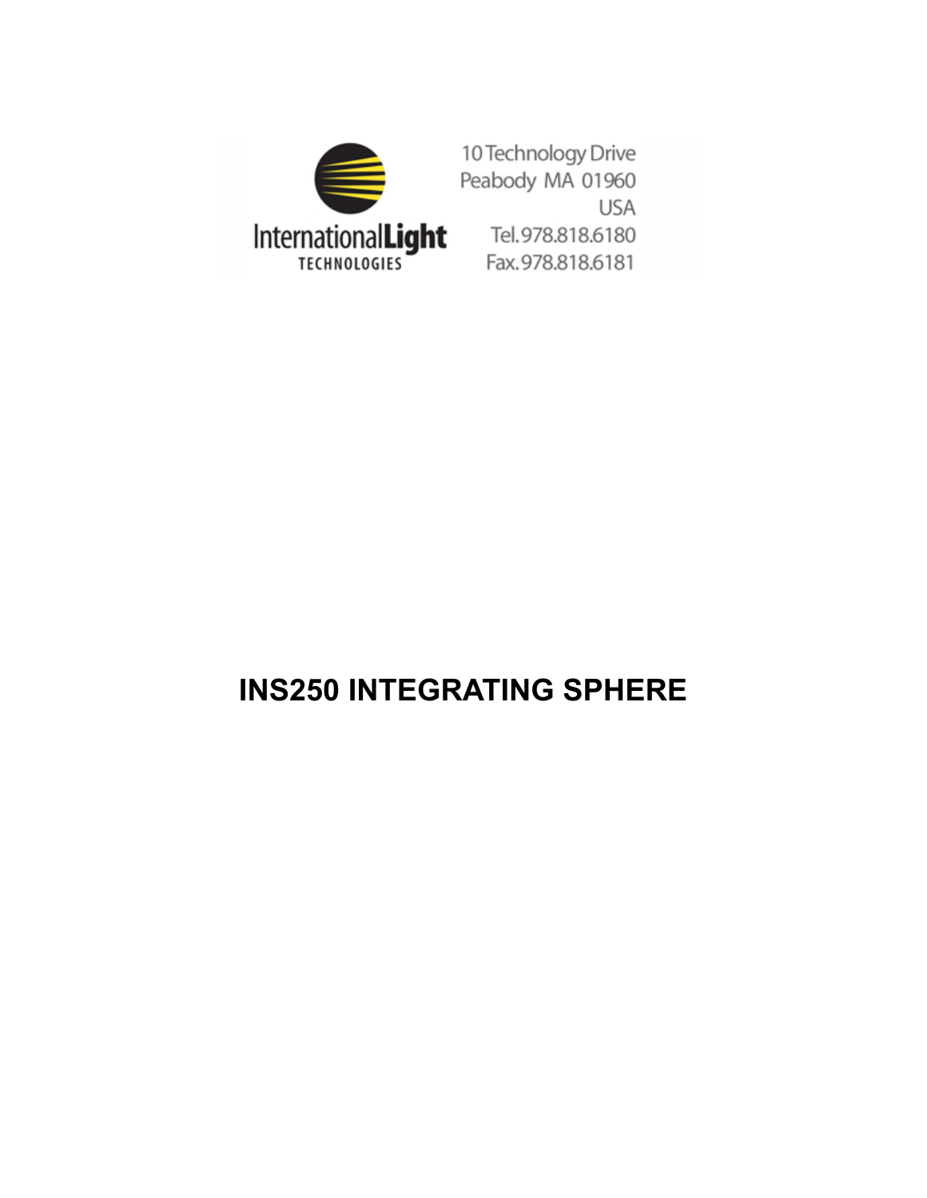International Light TECHNOLOGIES

10 Technology Drive
Peabody MA 01960
USA
Tel. 978.818.6180
Fax. 978.818.6181

# INS250 INTEGRATING SPHERE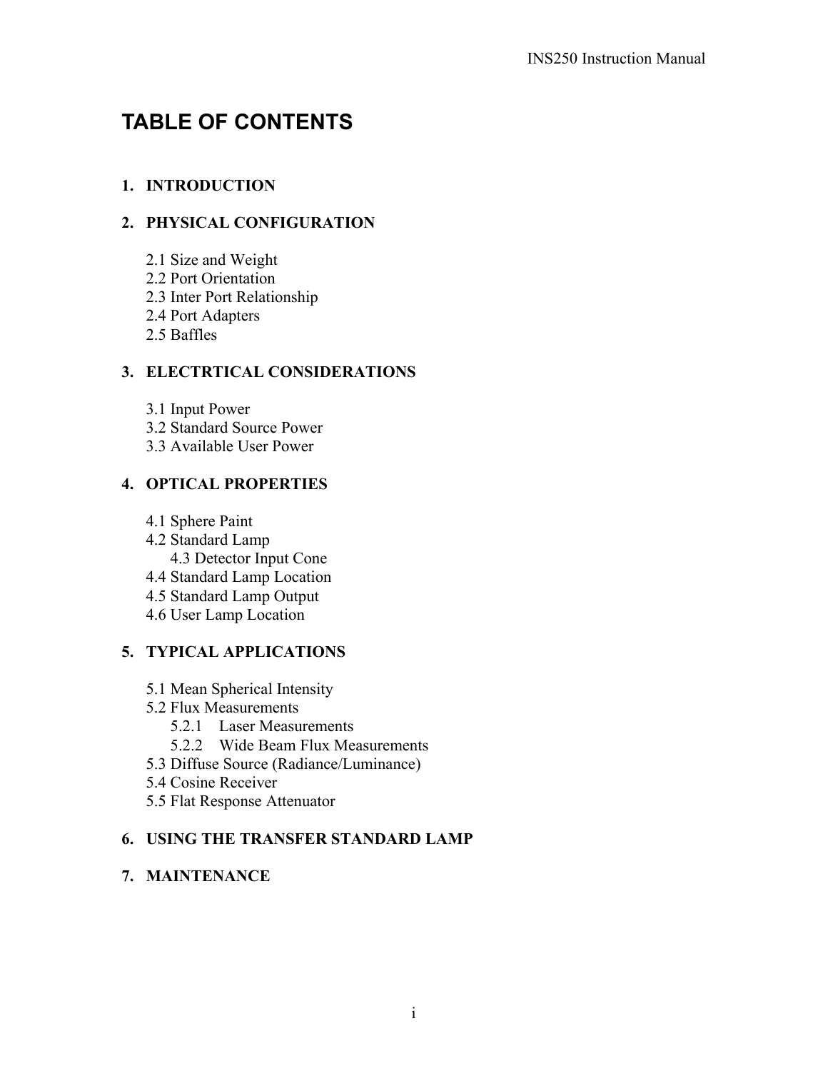# TABLE OF CONTENTS

**1. INTRODUCTION**

**2. PHYSICAL CONFIGURATION**

- 2.1 Size and Weight
- 2.2 Port Orientation
- 2.3 Inter Port Relationship
- 2.4 Port Adapters
- 2.5 Baffles

**3. ELECTRTICAL CONSIDERATIONS**

- 3.1 Input Power
- 3.2 Standard Source Power
- 3.3 Available User Power

**4. OPTICAL PROPERTIES**

- 4.1 Sphere Paint
- 4.2 Standard Lamp
- 4.3 Detector Input Cone
- 4.4 Standard Lamp Location
- 4.5 Standard Lamp Output
- 4.6 User Lamp Location

**5. TYPICAL APPLICATIONS**

- 5.1 Mean Spherical Intensity
- 5.2 Flux Measurements
  - 5.2.1 Laser Measurements
  - 5.2.2 Wide Beam Flux Measurements
- 5.3 Diffuse Source (Radiance/Luminance)
- 5.4 Cosine Receiver
- 5.5 Flat Response Attenuator

**6. USING THE TRANSFER STANDARD LAMP**

**7. MAINTENANCE**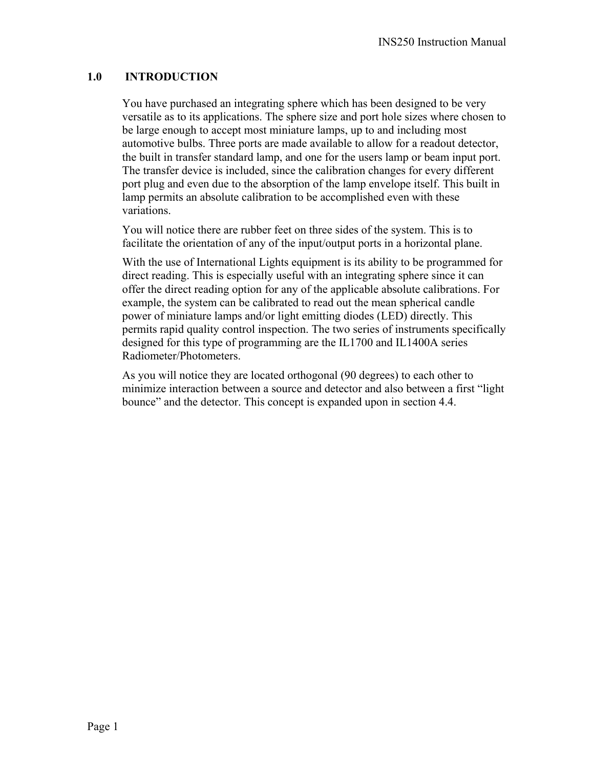## 1.0 INTRODUCTION

You have purchased an integrating sphere which has been designed to be very versatile as to its applications. The sphere size and port hole sizes where chosen to be large enough to accept most miniature lamps, up to and including most automotive bulbs. Three ports are made available to allow for a readout detector, the built in transfer standard lamp, and one for the users lamp or beam input port. The transfer device is included, since the calibration changes for every different port plug and even due to the absorption of the lamp envelope itself. This built in lamp permits an absolute calibration to be accomplished even with these variations.

You will notice there are rubber feet on three sides of the system. This is to facilitate the orientation of any of the input/output ports in a horizontal plane.

With the use of International Lights equipment is its ability to be programmed for direct reading. This is especially useful with an integrating sphere since it can offer the direct reading option for any of the applicable absolute calibrations. For example, the system can be calibrated to read out the mean spherical candle power of miniature lamps and/or light emitting diodes (LED) directly. This permits rapid quality control inspection. The two series of instruments specifically designed for this type of programming are the IL1700 and IL1400A series Radiometer/Photometers.

As you will notice they are located orthogonal (90 degrees) to each other to minimize interaction between a source and detector and also between a first "light bounce" and the detector. This concept is expanded upon in section 4.4.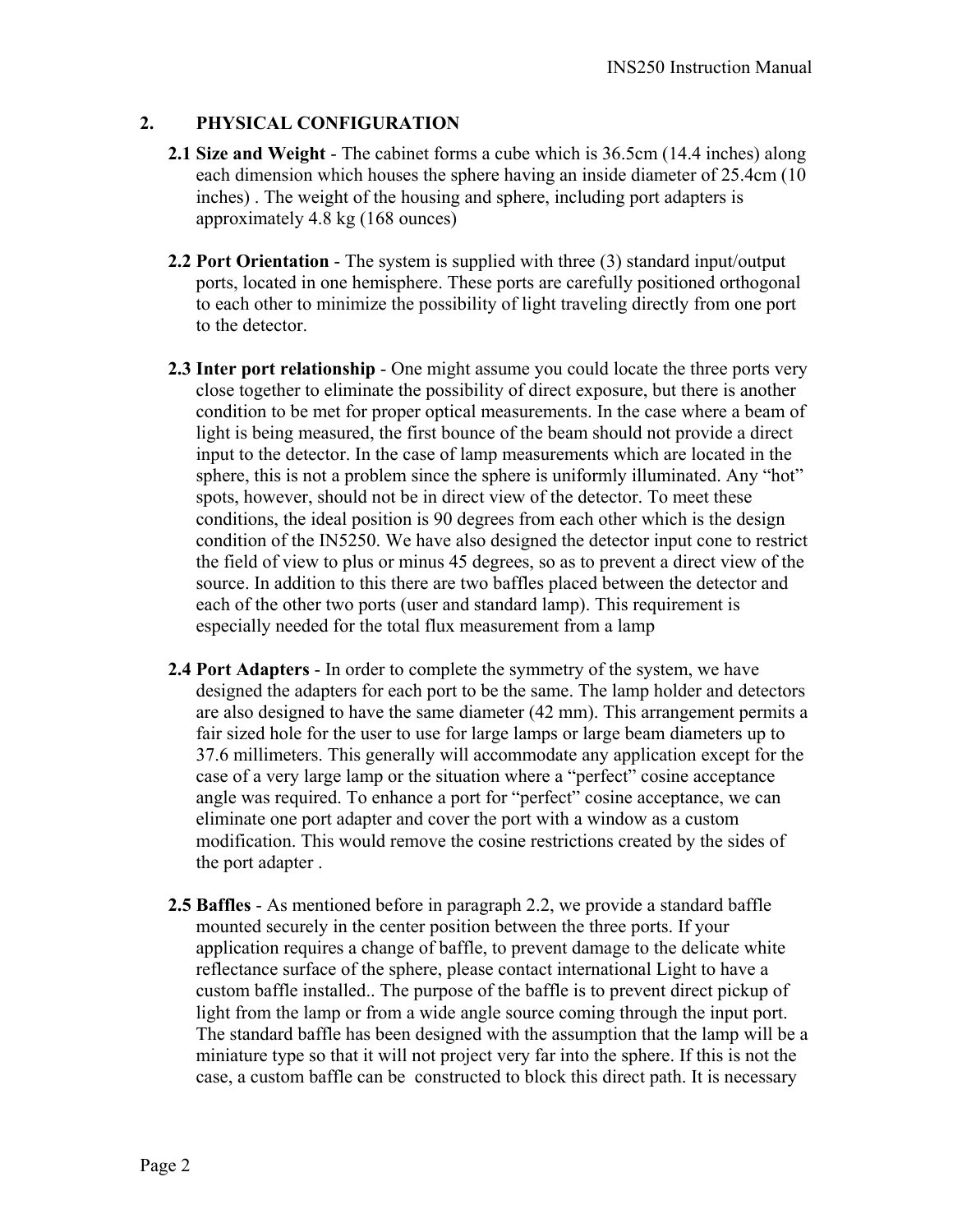## 2. PHYSICAL CONFIGURATION

**2.1 Size and Weight** - The cabinet forms a cube which is 36.5cm (14.4 inches) along each dimension which houses the sphere having an inside diameter of 25.4cm (10 inches) . The weight of the housing and sphere, including port adapters is approximately 4.8 kg (168 ounces)

**2.2 Port Orientation** - The system is supplied with three (3) standard input/output ports, located in one hemisphere. These ports are carefully positioned orthogonal to each other to minimize the possibility of light traveling directly from one port to the detector.

**2.3 Inter port relationship** - One might assume you could locate the three ports very close together to eliminate the possibility of direct exposure, but there is another condition to be met for proper optical measurements. In the case where a beam of light is being measured, the first bounce of the beam should not provide a direct input to the detector. In the case of lamp measurements which are located in the sphere, this is not a problem since the sphere is uniformly illuminated. Any "hot" spots, however, should not be in direct view of the detector. To meet these conditions, the ideal position is 90 degrees from each other which is the design condition of the IN5250. We have also designed the detector input cone to restrict the field of view to plus or minus 45 degrees, so as to prevent a direct view of the source. In addition to this there are two baffles placed between the detector and each of the other two ports (user and standard lamp). This requirement is especially needed for the total flux measurement from a lamp

**2.4 Port Adapters** - In order to complete the symmetry of the system, we have designed the adapters for each port to be the same. The lamp holder and detectors are also designed to have the same diameter (42 mm). This arrangement permits a fair sized hole for the user to use for large lamps or large beam diameters up to 37.6 millimeters. This generally will accommodate any application except for the case of a very large lamp or the situation where a "perfect" cosine acceptance angle was required. To enhance a port for "perfect" cosine acceptance, we can eliminate one port adapter and cover the port with a window as a custom modification. This would remove the cosine restrictions created by the sides of the port adapter .

**2.5 Baffles** - As mentioned before in paragraph 2.2, we provide a standard baffle mounted securely in the center position between the three ports. If your application requires a change of baffle, to prevent damage to the delicate white reflectance surface of the sphere, please contact international Light to have a custom baffle installed.. The purpose of the baffle is to prevent direct pickup of light from the lamp or from a wide angle source coming through the input port. The standard baffle has been designed with the assumption that the lamp will be a miniature type so that it will not project very far into the sphere. If this is not the case, a custom baffle can be constructed to block this direct path. It is necessary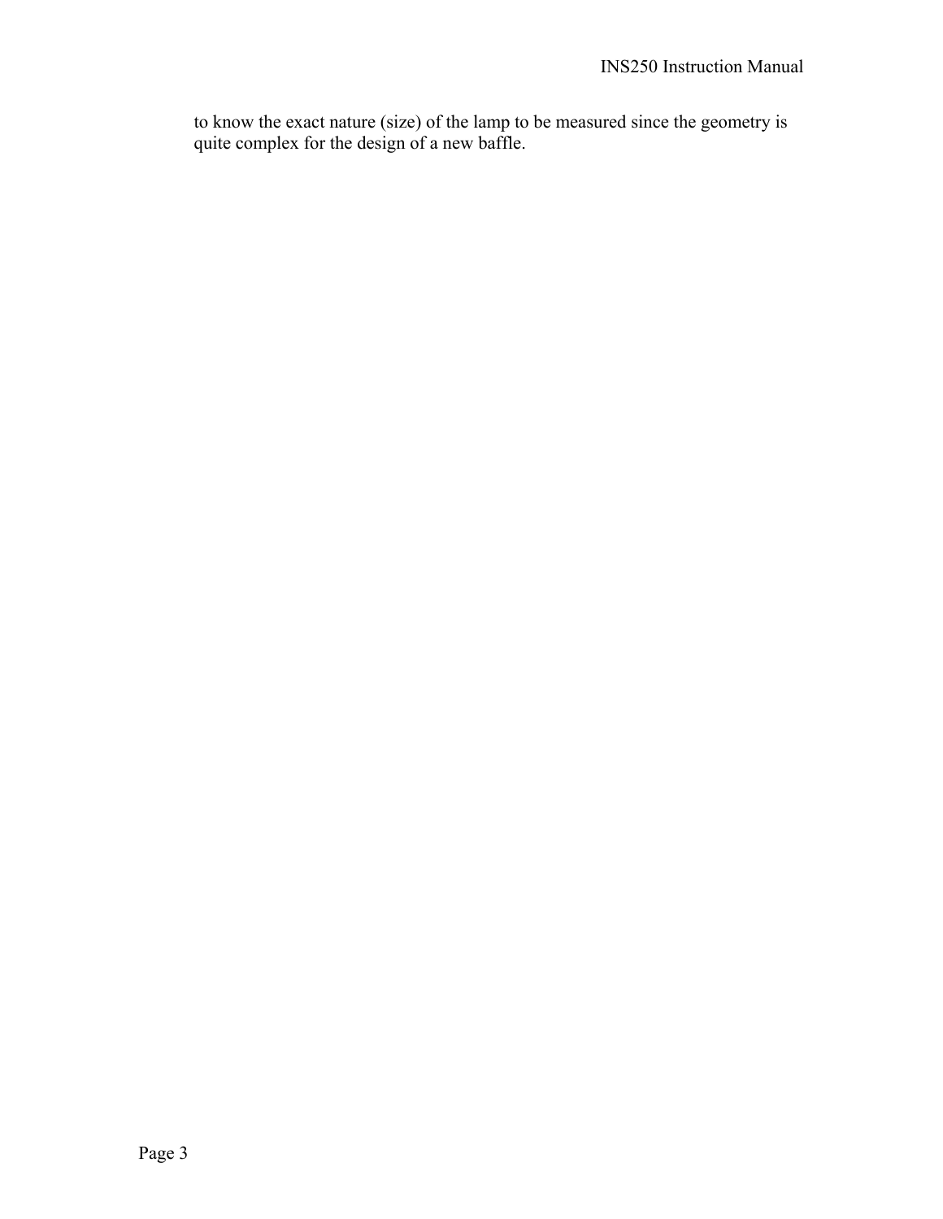to know the exact nature (size) of the lamp to be measured since the geometry is quite complex for the design of a new baffle.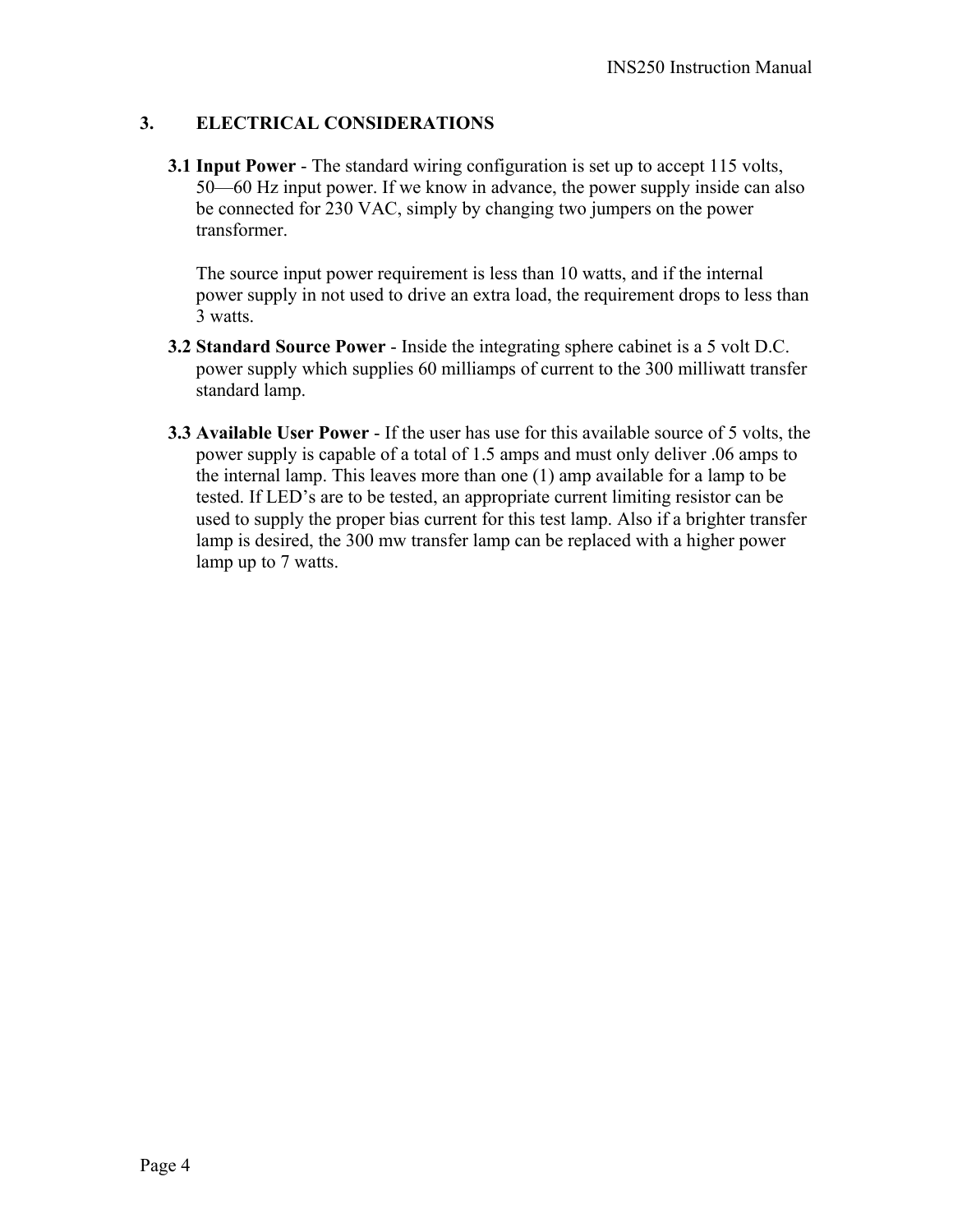## 3. ELECTRICAL CONSIDERATIONS

**3.1 Input Power** - The standard wiring configuration is set up to accept 115 volts, 50—60 Hz input power. If we know in advance, the power supply inside can also be connected for 230 VAC, simply by changing two jumpers on the power transformer.

The source input power requirement is less than 10 watts, and if the internal power supply in not used to drive an extra load, the requirement drops to less than 3 watts.

**3.2 Standard Source Power** - Inside the integrating sphere cabinet is a 5 volt D.C. power supply which supplies 60 milliamps of current to the 300 milliwatt transfer standard lamp.

**3.3 Available User Power** - If the user has use for this available source of 5 volts, the power supply is capable of a total of 1.5 amps and must only deliver .06 amps to the internal lamp. This leaves more than one (1) amp available for a lamp to be tested. If LED's are to be tested, an appropriate current limiting resistor can be used to supply the proper bias current for this test lamp. Also if a brighter transfer lamp is desired, the 300 mw transfer lamp can be replaced with a higher power lamp up to 7 watts.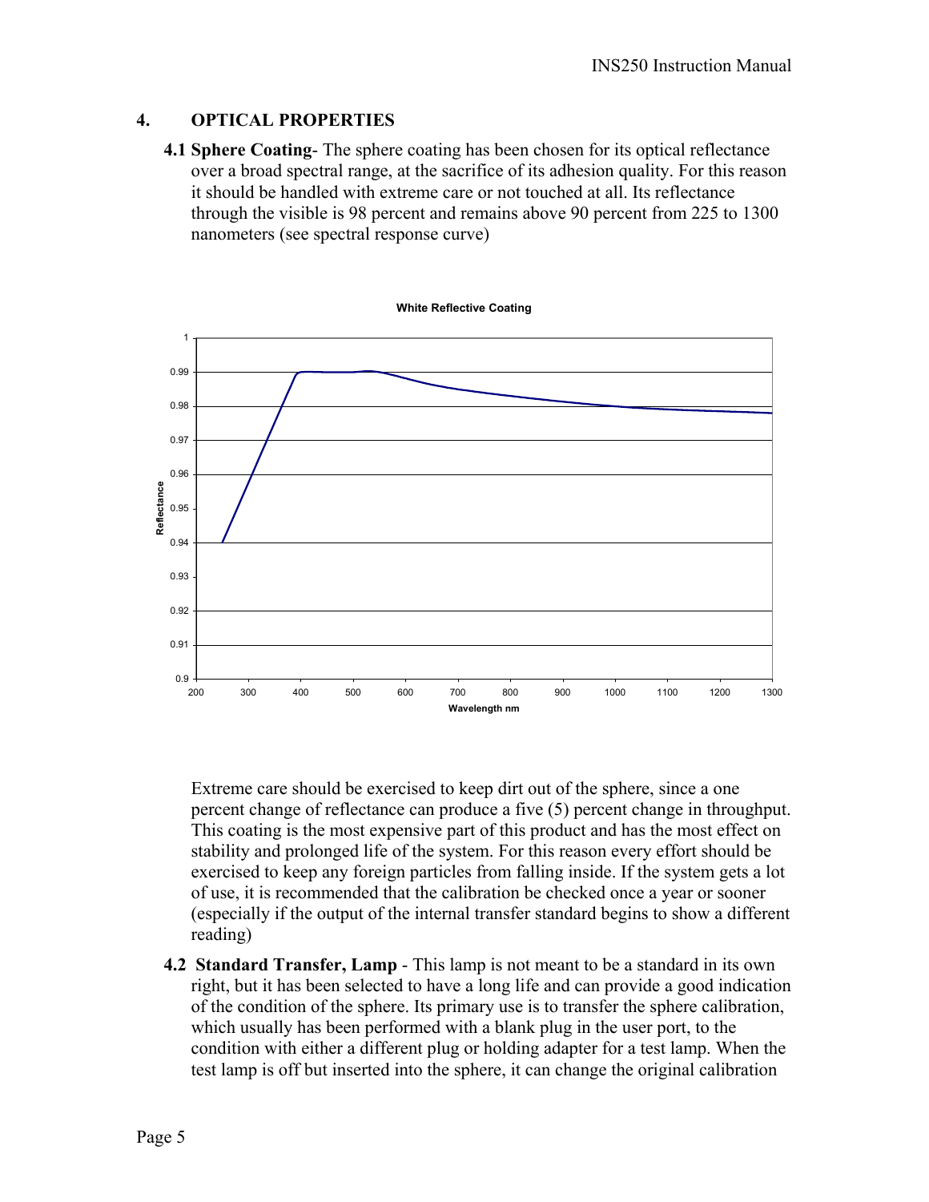## 4. OPTICAL PROPERTIES

**4.1 Sphere Coating**- The sphere coating has been chosen for its optical reflectance over a broad spectral range, at the sacrifice of its adhesion quality. For this reason it should be handled with extreme care or not touched at all. Its reflectance through the visible is 98 percent and remains above 90 percent from 225 to 1300 nanometers (see spectral response curve)

**White Reflective Coating**

Extreme care should be exercised to keep dirt out of the sphere, since a one percent change of reflectance can produce a five (5) percent change in throughput. This coating is the most expensive part of this product and has the most effect on stability and prolonged life of the system. For this reason every effort should be exercised to keep any foreign particles from falling inside. If the system gets a lot of use, it is recommended that the calibration be checked once a year or sooner (especially if the output of the internal transfer standard begins to show a different reading)

**4.2 Standard Transfer, Lamp** - This lamp is not meant to be a standard in its own right, but it has been selected to have a long life and can provide a good indication of the condition of the sphere. Its primary use is to transfer the sphere calibration, which usually has been performed with a blank plug in the user port, to the condition with either a different plug or holding adapter for a test lamp. When the test lamp is off but inserted into the sphere, it can change the original calibration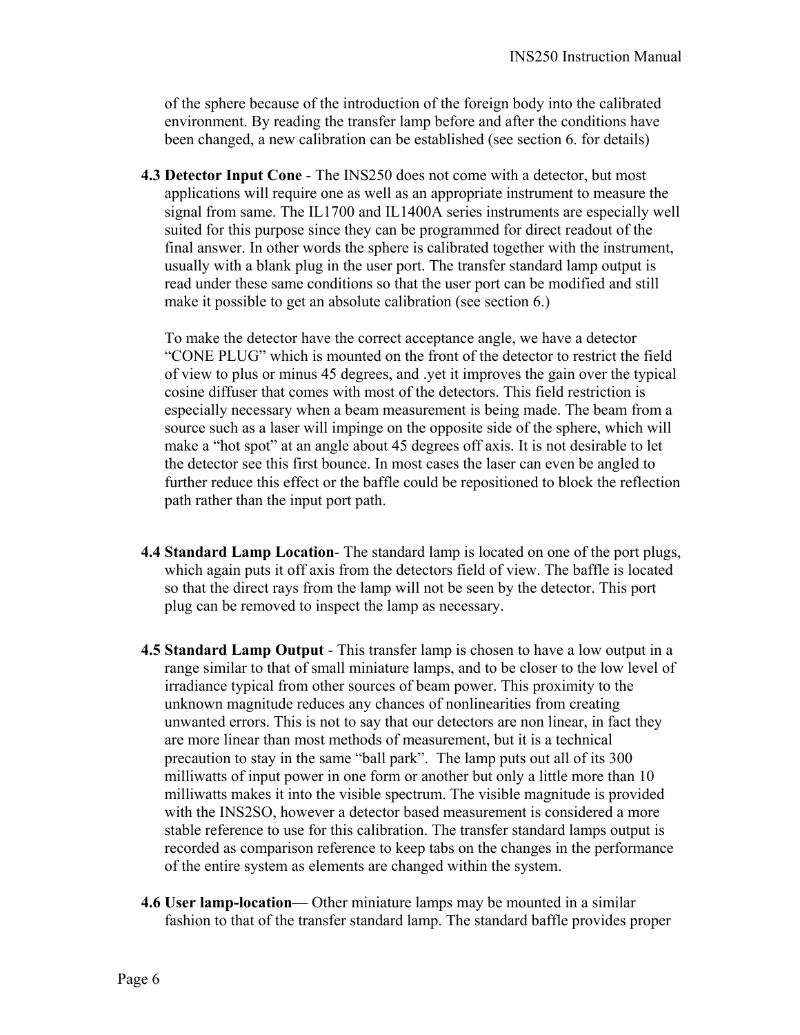of the sphere because of the introduction of the foreign body into the calibrated environment. By reading the transfer lamp before and after the conditions have been changed, a new calibration can be established (see section 6. for details)

**4.3 Detector Input Cone** - The INS250 does not come with a detector, but most applications will require one as well as an appropriate instrument to measure the signal from same. The IL1700 and IL1400A series instruments are especially well suited for this purpose since they can be programmed for direct readout of the final answer. In other words the sphere is calibrated together with the instrument, usually with a blank plug in the user port. The transfer standard lamp output is read under these same conditions so that the user port can be modified and still make it possible to get an absolute calibration (see section 6.)

To make the detector have the correct acceptance angle, we have a detector "CONE PLUG" which is mounted on the front of the detector to restrict the field of view to plus or minus 45 degrees, and .yet it improves the gain over the typical cosine diffuser that comes with most of the detectors. This field restriction is especially necessary when a beam measurement is being made. The beam from a source such as a laser will impinge on the opposite side of the sphere, which will make a "hot spot" at an angle about 45 degrees off axis. It is not desirable to let the detector see this first bounce. In most cases the laser can even be angled to further reduce this effect or the baffle could be repositioned to block the reflection path rather than the input port path.

**4.4 Standard Lamp Location**- The standard lamp is located on one of the port plugs, which again puts it off axis from the detectors field of view. The baffle is located so that the direct rays from the lamp will not be seen by the detector. This port plug can be removed to inspect the lamp as necessary.

**4.5 Standard Lamp Output** - This transfer lamp is chosen to have a low output in a range similar to that of small miniature lamps, and to be closer to the low level of irradiance typical from other sources of beam power. This proximity to the unknown magnitude reduces any chances of nonlinearities from creating unwanted errors. This is not to say that our detectors are non linear, in fact they are more linear than most methods of measurement, but it is a technical precaution to stay in the same "ball park". The lamp puts out all of its 300 milliwatts of input power in one form or another but only a little more than 10 milliwatts makes it into the visible spectrum. The visible magnitude is provided with the INS2SO, however a detector based measurement is considered a more stable reference to use for this calibration. The transfer standard lamps output is recorded as comparison reference to keep tabs on the changes in the performance of the entire system as elements are changed within the system.

**4.6 User lamp-location**— Other miniature lamps may be mounted in a similar fashion to that of the transfer standard lamp. The standard baffle provides proper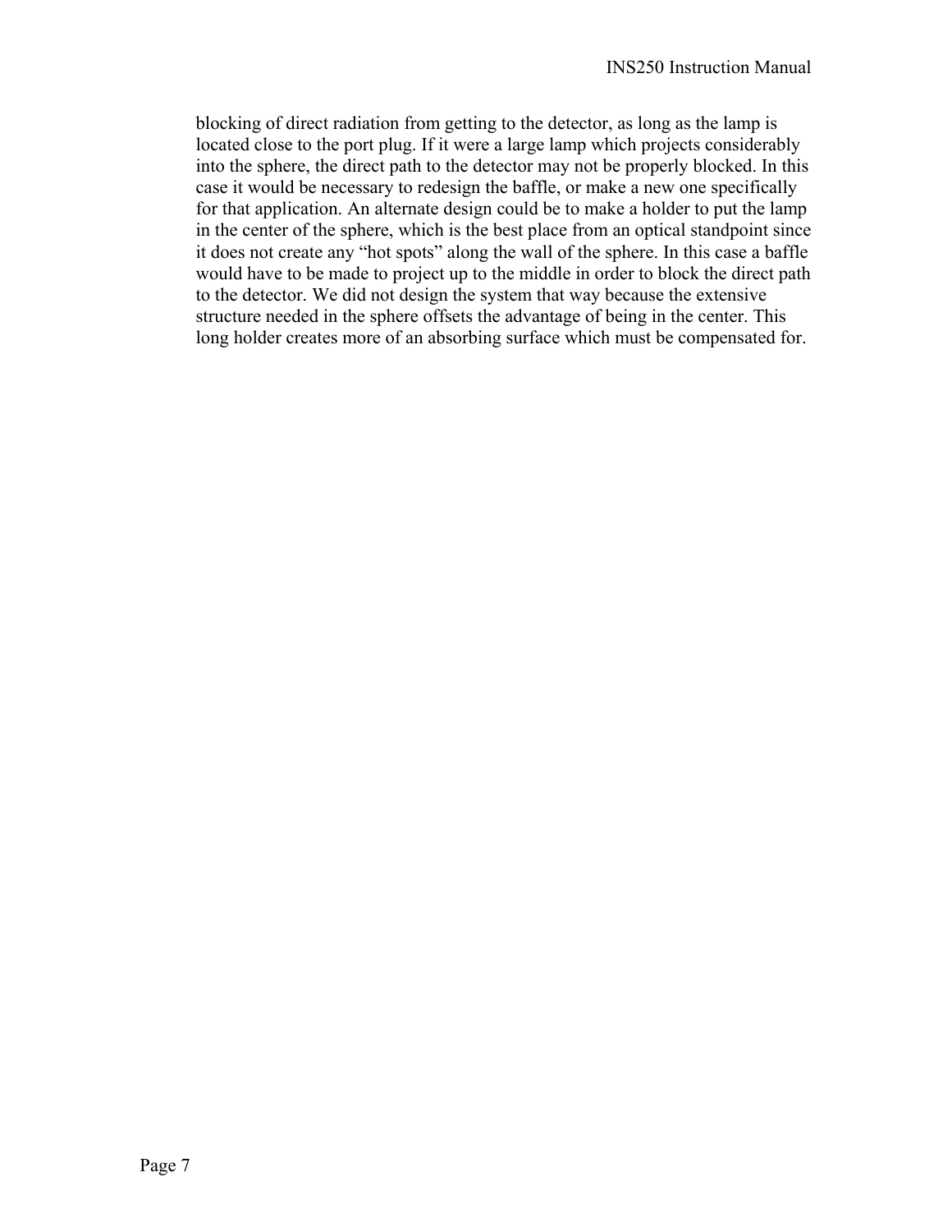blocking of direct radiation from getting to the detector, as long as the lamp is located close to the port plug. If it were a large lamp which projects considerably into the sphere, the direct path to the detector may not be properly blocked. In this case it would be necessary to redesign the baffle, or make a new one specifically for that application. An alternate design could be to make a holder to put the lamp in the center of the sphere, which is the best place from an optical standpoint since it does not create any "hot spots" along the wall of the sphere. In this case a baffle would have to be made to project up to the middle in order to block the direct path to the detector. We did not design the system that way because the extensive structure needed in the sphere offsets the advantage of being in the center. This long holder creates more of an absorbing surface which must be compensated for.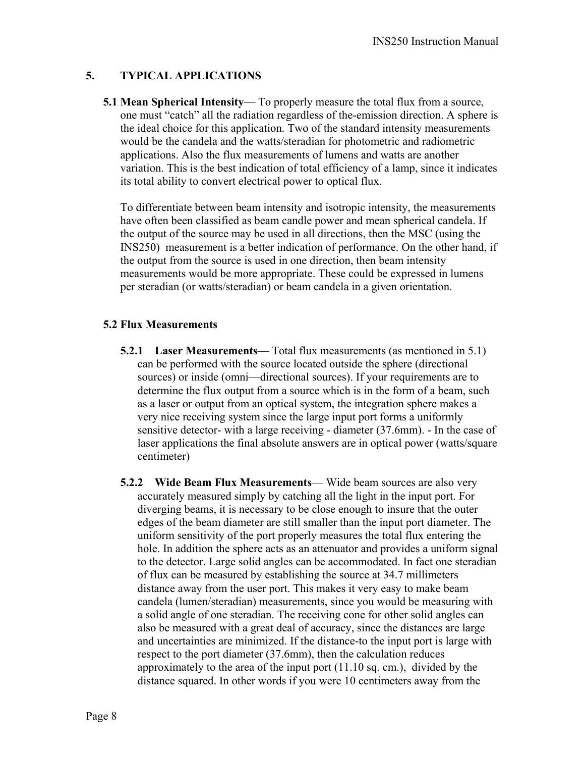## 5. TYPICAL APPLICATIONS

**5.1 Mean Spherical Intensity**— To properly measure the total flux from a source, one must "catch" all the radiation regardless of the-emission direction. A sphere is the ideal choice for this application. Two of the standard intensity measurements would be the candela and the watts/steradian for photometric and radiometric applications. Also the flux measurements of lumens and watts are another variation. This is the best indication of total efficiency of a lamp, since it indicates its total ability to convert electrical power to optical flux.

To differentiate between beam intensity and isotropic intensity, the measurements have often been classified as beam candle power and mean spherical candela. If the output of the source may be used in all directions, then the MSC (using the INS250) measurement is a better indication of performance. On the other hand, if the output from the source is used in one direction, then beam intensity measurements would be more appropriate. These could be expressed in lumens per steradian (or watts/steradian) or beam candela in a given orientation.

### 5.2 Flux Measurements

**5.2.1 Laser Measurements**— Total flux measurements (as mentioned in 5.1) can be performed with the source located outside the sphere (directional sources) or inside (omni—directional sources). If your requirements are to determine the flux output from a source which is in the form of a beam, such as a laser or output from an optical system, the integration sphere makes a very nice receiving system since the large input port forms a uniformly sensitive detector- with a large receiving - diameter (37.6mm). - In the case of laser applications the final absolute answers are in optical power (watts/square centimeter)

**5.2.2 Wide Beam Flux Measurements**— Wide beam sources are also very accurately measured simply by catching all the light in the input port. For diverging beams, it is necessary to be close enough to insure that the outer edges of the beam diameter are still smaller than the input port diameter. The uniform sensitivity of the port properly measures the total flux entering the hole. In addition the sphere acts as an attenuator and provides a uniform signal to the detector. Large solid angles can be accommodated. In fact one steradian of flux can be measured by establishing the source at 34.7 millimeters distance away from the user port. This makes it very easy to make beam candela (lumen/steradian) measurements, since you would be measuring with a solid angle of one steradian. The receiving cone for other solid angles can also be measured with a great deal of accuracy, since the distances are large and uncertainties are minimized. If the distance-to the input port is large with respect to the port diameter (37.6mm), then the calculation reduces approximately to the area of the input port (11.10 sq. cm.), divided by the distance squared. In other words if you were 10 centimeters away from the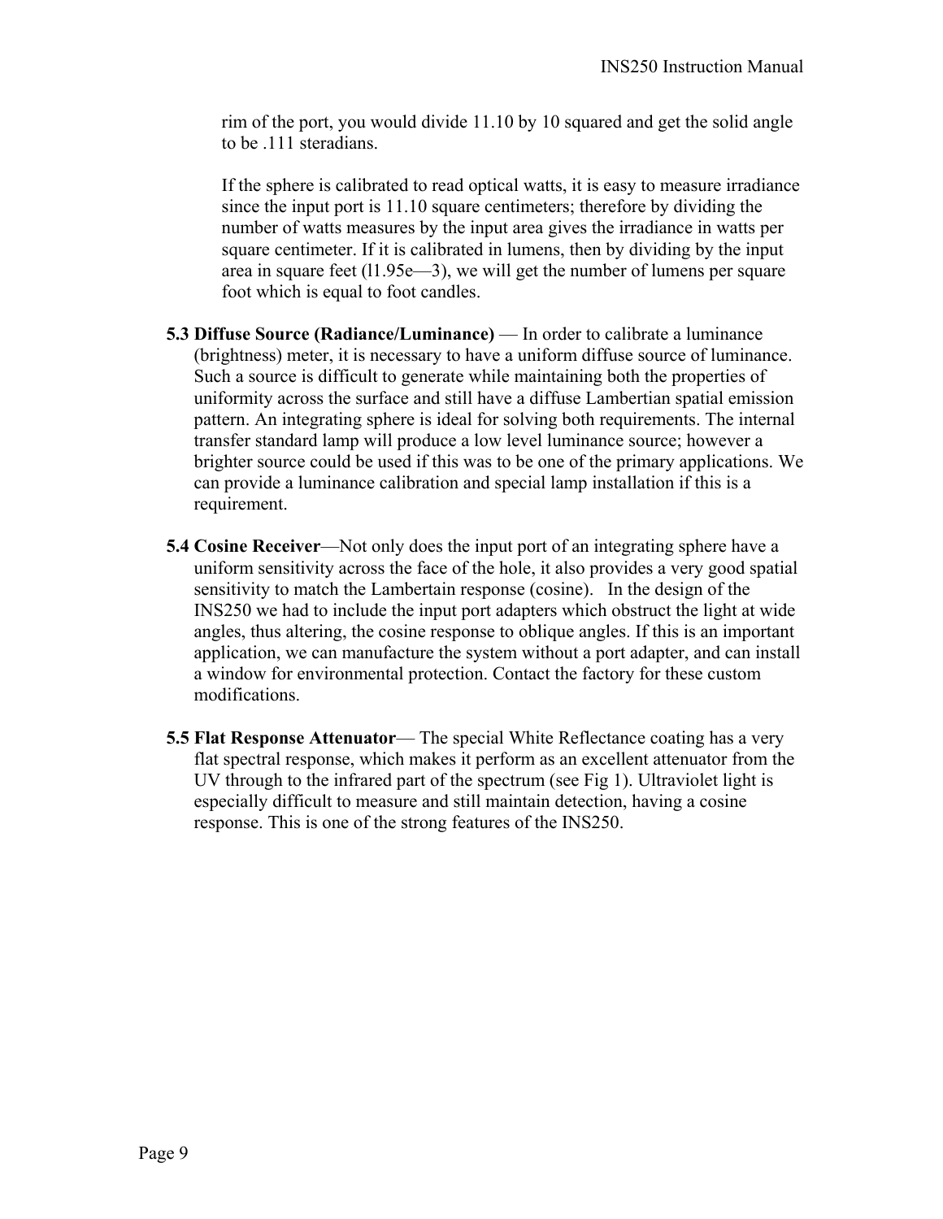rim of the port, you would divide 11.10 by 10 squared and get the solid angle to be .111 steradians.

If the sphere is calibrated to read optical watts, it is easy to measure irradiance since the input port is 11.10 square centimeters; therefore by dividing the number of watts measures by the input area gives the irradiance in watts per square centimeter. If it is calibrated in lumens, then by dividing by the input area in square feet (l1.95e—3), we will get the number of lumens per square foot which is equal to foot candles.

**5.3 Diffuse Source (Radiance/Luminance)** — In order to calibrate a luminance (brightness) meter, it is necessary to have a uniform diffuse source of luminance. Such a source is difficult to generate while maintaining both the properties of uniformity across the surface and still have a diffuse Lambertian spatial emission pattern. An integrating sphere is ideal for solving both requirements. The internal transfer standard lamp will produce a low level luminance source; however a brighter source could be used if this was to be one of the primary applications. We can provide a luminance calibration and special lamp installation if this is a requirement.

**5.4 Cosine Receiver**—Not only does the input port of an integrating sphere have a uniform sensitivity across the face of the hole, it also provides a very good spatial sensitivity to match the Lambertain response (cosine). In the design of the INS250 we had to include the input port adapters which obstruct the light at wide angles, thus altering, the cosine response to oblique angles. If this is an important application, we can manufacture the system without a port adapter, and can install a window for environmental protection. Contact the factory for these custom modifications.

**5.5 Flat Response Attenuator**— The special White Reflectance coating has a very flat spectral response, which makes it perform as an excellent attenuator from the UV through to the infrared part of the spectrum (see Fig 1). Ultraviolet light is especially difficult to measure and still maintain detection, having a cosine response. This is one of the strong features of the INS250.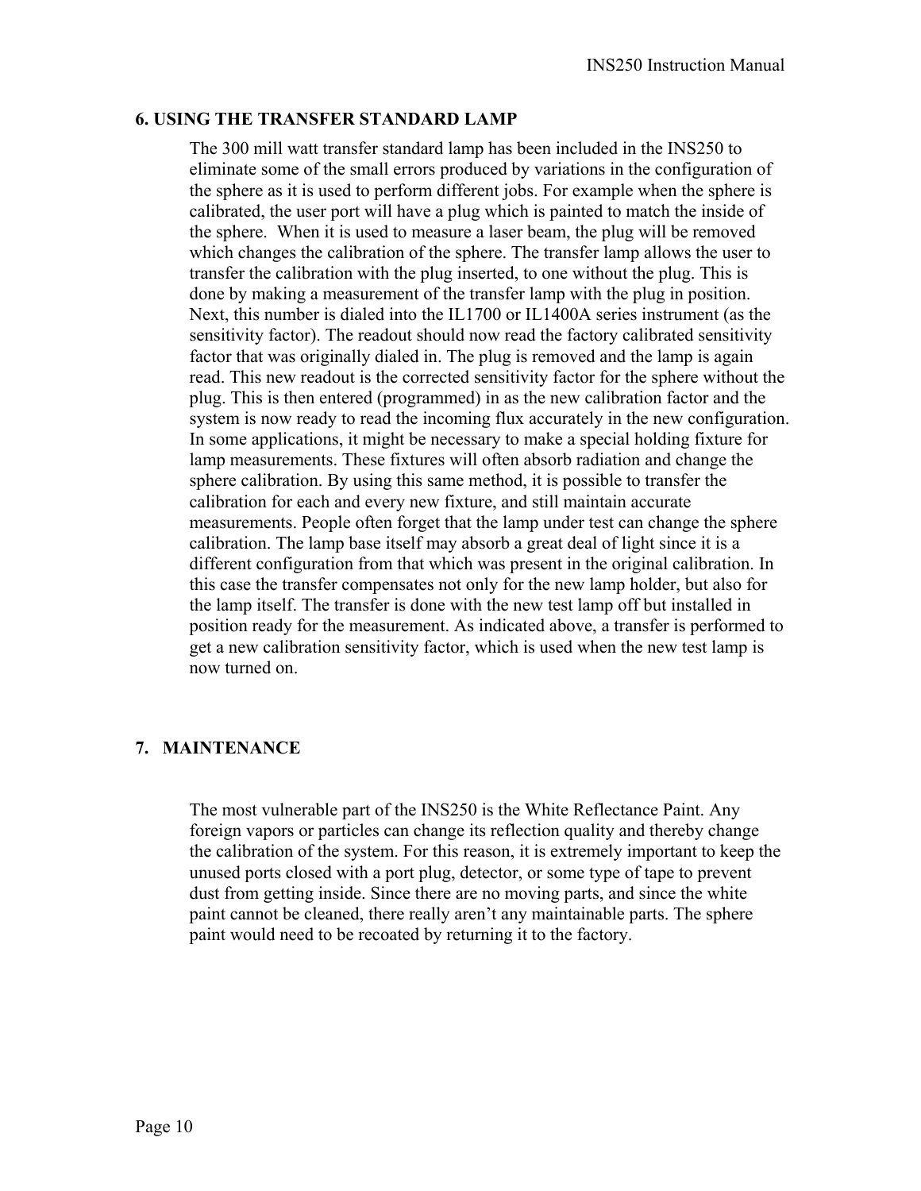## 6. USING THE TRANSFER STANDARD LAMP

The 300 mill watt transfer standard lamp has been included in the INS250 to eliminate some of the small errors produced by variations in the configuration of the sphere as it is used to perform different jobs. For example when the sphere is calibrated, the user port will have a plug which is painted to match the inside of the sphere. When it is used to measure a laser beam, the plug will be removed which changes the calibration of the sphere. The transfer lamp allows the user to transfer the calibration with the plug inserted, to one without the plug. This is done by making a measurement of the transfer lamp with the plug in position. Next, this number is dialed into the IL1700 or IL1400A series instrument (as the sensitivity factor). The readout should now read the factory calibrated sensitivity factor that was originally dialed in. The plug is removed and the lamp is again read. This new readout is the corrected sensitivity factor for the sphere without the plug. This is then entered (programmed) in as the new calibration factor and the system is now ready to read the incoming flux accurately in the new configuration. In some applications, it might be necessary to make a special holding fixture for lamp measurements. These fixtures will often absorb radiation and change the sphere calibration. By using this same method, it is possible to transfer the calibration for each and every new fixture, and still maintain accurate measurements. People often forget that the lamp under test can change the sphere calibration. The lamp base itself may absorb a great deal of light since it is a different configuration from that which was present in the original calibration. In this case the transfer compensates not only for the new lamp holder, but also for the lamp itself. The transfer is done with the new test lamp off but installed in position ready for the measurement. As indicated above, a transfer is performed to get a new calibration sensitivity factor, which is used when the new test lamp is now turned on.

## 7. MAINTENANCE

The most vulnerable part of the INS250 is the White Reflectance Paint. Any foreign vapors or particles can change its reflection quality and thereby change the calibration of the system. For this reason, it is extremely important to keep the unused ports closed with a port plug, detector, or some type of tape to prevent dust from getting inside. Since there are no moving parts, and since the white paint cannot be cleaned, there really aren't any maintainable parts. The sphere paint would need to be recoated by returning it to the factory.